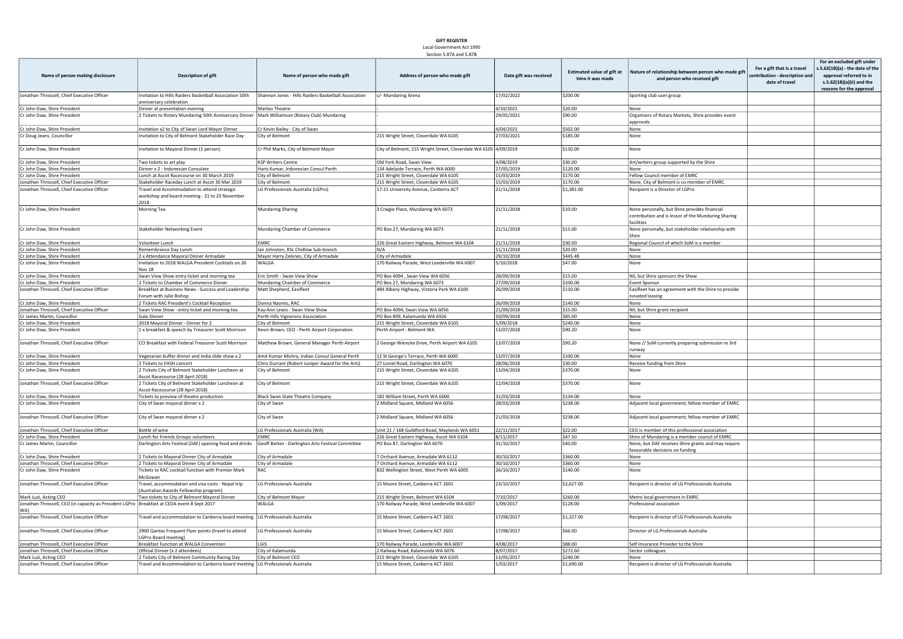# GIFT REGISTER

Local Government Act 1995

Section 5.87A and 5.87B

| Name of person making disclosure | Description of gift | Name of person who made gift | Address of person who made gift | Date gift was received | Estimated value of gift at time it was made | Nature of relationship between person who made gift and person who received gift | For a gift that is a travel contribution - description and date of travel | For an excluded gift under s.5.62(1B)(a) - the date of the approval referred to in s.5.62(1B)(a)(ii) and the reasons for the approval |
|---|---|---|---|---|---|---|---|---|
| Jonathan Throssell, Chief Executive Officer | Invitation to Hills Raiders Basketball Association 50th anniversary celebration | Shannon Jones - Hills Raiders Basketball Association | c/- Mundaring Arena | 17/02/2022 | $200.00 | Sporting club user group | | |
| Cr John Daw, Shire President | Dinner at presentation evening | Marloo Theatre | - | 4/10/2021 | $20.00 | None | | |
| Cr John Daw, Shire President | 2 Tickets to Rotary Mundaring 50th Anniversary Dinner | Mark Williamson (Rotary Club) Mundaring | - | 29/05/2021 | $90.00 | Organisers of Rotary Markets, Shire provides event approvals | | |
| Cr John Daw, Shire President | Invitation x2 to City of Swan Lord Mayor Dinner | Cr Kevin Bailey - City of Swan | - | 4/04/2021 | $502.00 | None | | |
| Cr Doug Jeans, Councillor | Invitation to City of Belmont Stakeholder Race Day | City of Belmont | 215 Wright Street, Cloverdale WA 6105 | 27/03/2021 | $185.00 | None | | |
| Cr John Daw, Shire President | Invitation to Mayoral Dinner (1 person) | Cr Phil Marks, City of Belmont Mayor | City of Belmont, 215 Wright Street, Cloverdale WA 6105 | 4/09/2019 | $150.00 | None | | |
| Cr John Daw, Shire President | Two tickets to art play | KSP Writers Centre | Old York Road, Swan View | 4/08/2019 | $30.00 | Art/writers group supported by the Shire | | |
| Cr John Daw, Shire President | Dinner x 2 - Indonesian Consulate | Haris Kumar, Indonesian Consul Perth | 134 Adelaide Terrace, Perth WA 6000 | 27/05/2019 | $120.00 | None | | |
| Cr John Daw, Shire President | Lunch at Ascot Racecourse on 30 March 2019 | City of Belmont | 215 Wright Street, Cloverdale WA 6105 | 15/03/2019 | $170.00 | Fellow Council member of EMRC | | |
| Jonathan Throssell, Chief Executive Officer | Stakeholder Raceday Lunch at Ascot 30 Mar 2019 | City of Belmont | 215 Wright Street, Cloverdale WA 6105 | 15/03/2019 | $170.00 | None, City of Belmont is co-member of EMRC | | |
| Jonathan Throssell, Chief Executive Officer | Travel and Accommodation to attend strategic workshop and board meeting - 21 to 23 November 2018 | LG Professionals Australia (LGPro) | 17-21 University Avenue, Canberra ACT | 21/11/2018 | $1,381.00 | Recipient is a Director of LGPro | | |
| Cr John Daw, Shire President | Morning Tea | Mundaring Sharing | 3 Craigie Place, Mundaring WA 6073 | 21/11/2018 | $10.00 | None personally, but Shire provides financial contribution and is lessor of the Mundaring Sharing facilities | | |
| Cr John Daw, Shire President | Stakeholder Networking Event | Mundaring Chamber of Commerce | PO Box 27, Mundaring WA 6073 | 21/11/2018 | $15.00 | None personally, but stakeholder relationship with Shire | | |
| Cr John Daw, Shire President | Volunteer Lunch | EMRC | 226 Great Eastern Highway, Belmont WA 6104 | 21/11/2018 | $30.00 | Regional Council of which SoM is a member | | |
| Cr John Daw, Shire President | Remembrance Day Lunch | Ian Johnston, RSL Chidlow Sub-branch | N/A | 11/11/2018 | $20.00 | None | | |
| Cr John Daw, Shire President | 2 x Attendance Mayoral Dinner Armadale | Mayor Harry Zelones, City of Armadale | City of Armadale | 29/10/2018 | $445.48 | None | | |
| Cr John Daw, Shire President | Invitation to 2018 WALGA President Cocktails on 26 Nov 18 | WALGA | 170 Railway Parade, West Leederville WA 6007 | 5/10/2018 | $47.00 | None | | |
| Cr John Daw, Shire President | Swan View Show entry ticket and morning tea | Eric Smith - Swan View Show | PO Box 4094 , Swan View WA 6056 | 28/09/2018 | $15.00 | Nil, but Shire sponsors the Show | | |
| Cr John Daw, Shire President | 2 Tickets to Chamber of Commerce Dinner | Mundaring Chamber of Commerce | PO Box 27, Mundaring WA 6073 | 27/09/2018 | $100.00 | Event Sponsor | | |
| Jonathan Throssell, Chief Executive Officer | Breakfast at Business News - Success and Leadership Forum with Julie Bishop | Matt Shepherd, Easifleet | 484 Albany Highway, Victoria Park WA 6100 | 26/09/2018 | $110.00 | Easifleet has an agreement with the Shire to provide novated leasing | | |
| Cr John Daw, Shire President | 2 Tickets RAC President's Cocktail Reception | Donna Naomis, RAC | - | 26/09/2018 | $140.00 | None | | |
| Jonathan Throssell, Chief Executive Officer | Swan View Show - entry ticket and morning tea | Kay-Ann Lewis - Swan View Show | PO Box 4094, Swan View WA 6056 | 21/09/2018 | $15.00 | Nil, but Shire grant recipient | | |
| Cr James Martin, Councillor | Gala Dinner | Perth Hills Vignerons Association | PO Box 809, Kalamunda WA 6926 | 10/09/2018 | $85.00 | None | | |
| Cr John Daw, Shire President | 2018 Mayoral Dinner - Dinner for 2 | City of Belmont | 215 Wright Street, Cloverdale WA 6105 | 5/09/2018 | $240.00 | None | | |
| Cr John Daw, Shire President | 1 x breakfast & speech by Treasurer Scott Morrison | Kevin Brown, CEO - Perth Airport Corporation | Perth Airport - Belmont WA | 13/07/2018 | $90.20 | None | | |
| Jonathan Throssell, Chief Executive Officer | CCI Breakfast with Federal Treasurer Scott Morrison | Matthew Brown, General Manager Perth Airport | 2 George Wiencke Drive, Perth Airport WA 6105 | 13/07/2018 | $90.20 | None // SoM currently preparing submission re 3rd runway | | |
| Cr John Daw, Shire President | Vegetarian buffer dinner and India slide show x 2 | Amit Kumar Mishra, Indian Consul General Perth | 12 St George's Terrace, Perth WA 6000 | 13/07/2018 | $100.00 | None | | |
| Cr John Daw, Shire President | 2 Tickets to EHSH concert | Chris Durrant (Robert Juniper Award for the Arts) | 27 Lionel Road, Darlington WA 6070 | 28/06/2018 | $30.00 | Receive funding from Shire | | |
| Cr John Daw, Shire President | 2 Tickets City of Belmont Stakeholder Luncheon at Ascot Racecourse (28 April 2018) | City of Belmont | 215 Wright Street, Cloverdale WA 6105 | 13/04/2018 | $370.00 | None | | |
| Jonathan Throssell, Chief Executive Officer | 2 Tickets City of Belmont Stakeholder Luncheon at Ascot Racecourse (28 April 2018) | City of Belmont | 215 Wright Street, Cloverdale WA 6105 | 12/04/2018 | $370.00 | None | | |
| Cr John Daw, Shire President | Tickets to preview of theatre production | Black Swan State Theatre Company | 182 William Street, Perth WA 6000 | 31/03/2018 | $134.00 | None | | |
| Cr John Daw, Shire President | City of Swan mayoral dinner x 2 | City of Swan | 2 Midland Square, Midland WA 6056 | 28/03/2018 | $238.00 | Adjacent local government; fellow member of EMRC | | |
| Jonathan Throssell, Chief Executive Officer | City of Swan mayoral dinner x 2 | City of Swan | 2 Midland Square, Midland WA 6056 | 21/03/2018 | $238.00 | Adjacent local government; fellow member of EMRC | | |
| Jonathan Throssell, Chief Executive Officer | Bottle of wine | LG Professionals Australia (WA) | Unit 21 / 168 Guildford Road, Maylands WA 6051 | 22/11/2017 | $22.00 | CEO is member of this professional association | | |
| Cr John Daw, Shire President | Lunch for Friends Groups volunteers | EMRC | 226 Great Eastern Highway, Ascot WA 6104 | 8/11/2017 | $47.50 | Shire of Mundaring is a member council of EMRC | | |
| Cr James Martin, Councillor | Darlington Arts Festival (DAF) opening food and drinks | Geoff Barker - Darlington Arts Festival Committee | PO Box 87, Darlington WA 6070 | 31/10/2017 | $40.00 | None, but DAF receives Shire grants and may require favourable decisions on funding | | |
| Cr John Daw, Shire President | 2 Tickets to Mayoral Dinner City of Armadale | City of Armadale | 7 Orchard Avenue, Armadale WA 6112 | 30/10/2017 | $360.00 | None | | |
| Jonathan Throssell, Chief Executive Officer | 2 Tickets to Mayoral Dinner City of Armadale | City of Armadale | 7 Orchard Avenue, Armadale WA 6112 | 30/10/2017 | $360.00 | None | | |
| Cr John Daw, Shire President | Tickets to RAC cocktail function with Premier Mark McGowan | RAC | 832 Wellington Street, West Perth WA 6005 | 26/10/2017 | $140.00 | None | | |
| Jonathan Throssell, Chief Executive Officer | Travel, accommodation and visa costs - Nepal trip (Australian Awards Fellowship program) | LG Professionals Australia | 15 Moore Street, Canberra ACT 2601 | 23/10/2017 | $2,627.00 | Recipient is director of LG Professionals Australia | | |
| Mark Luzi, Acting CEO | Two tickets to City of Belmont Mayoral Dinner | City of Belmont Mayor | 215 Wright Street, Belmont WA 6104 | 7/10/2017 | $260.00 | Metro local government in EMRC | | |
| Jonathan Throssell, CEO (in capacity as President LGPro WA) | Breakfast at CEDA event 8 Sept 2017 | WALGA | 170 Railway Parade, West Leederville WA 6007 | 1/09/2017 | $128.00 | Professional association | | |
| Jonathan Throssell, Chief Executive Officer | Travel and accommodation to Canberra board meeting | LG Professionals Australia | 15 Moore Street, Canberra ACT 2601 | 17/08/2017 | $1,327.00 | Recipient is director of LG Professionals Australia | | |
| Jonathan Throssell, Chief Executive Officer | 2900 Qantas Frequent Flyer points (travel to attend LGPro Board meeting) | LG Professionals Australia | 15 Moore Street, Canberra ACT 2601 | 17/08/2017 | $66.00 | Director of LG Professionals Australia | | |
| Jonathan Throssell, Chief Executive Officer | Breakfast Function at WALGA Convention | LGIS | 170 Railway Parade, Leederville WA 6007 | 4/08/2017 | $88.00 | Self Insurance Provider to the Shire | | |
| Jonathan Throssell, Chief Executive Officer | Official Dinner (x 2 attendees) | City of Kalamunda | 2 Railway Road, Kalamunda WA 6076 | 8/07/2017 | $272.60 | Sector colleagues | | |
| Mark Luzi, Acting CEO | 2 Tickets City of Belmont Community Racing Day | City of Belmont CEO | 215 Wright Street, Cloverdale WA 6105 | 13/05/2017 | $240.00 | None | | |
| Jonathan Throssell, Chief Executive Officer | Travel and Accommodation to Canberra board meeting | LG Professionals Australia | 15 Moore Street, Canberra ACT 2601 | 1/03/2017 | $1,690.00 | Recipient is director of LG Professionals Australia | | |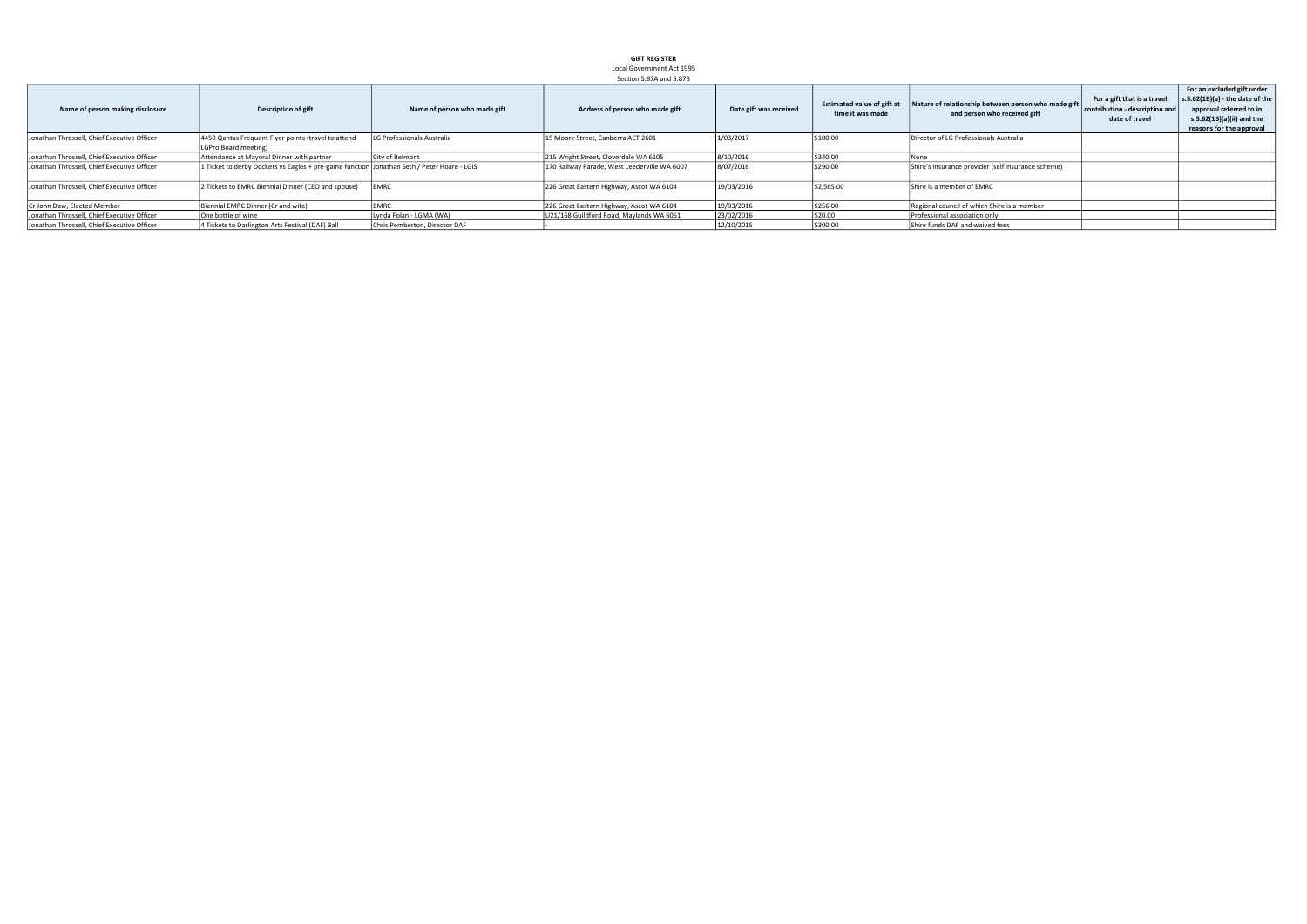**GIFT REGISTER**

Local Government Act 1995

Section 5.87A and 5.87B

| Name of person making disclosure | Description of gift | Name of person who made gift | Address of person who made gift | Date gift was received | Estimated value of gift at time it was made | Nature of relationship between person who made gift and person who received gift | For a gift that is a travel contribution - description and date of travel | For an excluded gift under s.5.62(1B)(a) - the date of the approval referred to in s.5.62(1B)(a)(ii) and the reasons for the approval |
|---|---|---|---|---|---|---|---|---|
| Jonathan Throssell, Chief Executive Officer | 4450 Qantas Frequent Flyer points (travel to attend LGPro Board meeting) | LG Professionals Australia | 15 Moore Street, Canberra ACT 2601 | 1/03/2017 | $100.00 | Director of LG Professionals Australia | | |
| Jonathan Throssell, Chief Executive Officer | Attendance at Mayoral Dinner with partner | City of Belmont | 215 Wright Street, Cloverdale WA 6105 | 8/10/2016 | $340.00 | None | | |
| Jonathan Throssell, Chief Executive Officer | 1 Ticket to derby Dockers vs Eagles + pre-game function | Jonathan Seth / Peter Hoare - LGIS | 170 Railway Parade, West Leederville WA 6007 | 8/07/2016 | $290.00 | Shire's insurance provider (self insurance scheme) | | |
| Jonathan Throssell, Chief Executive Officer | 2 Tickets to EMRC Biennial Dinner (CEO and spouse) | EMRC | 226 Great Eastern Highway, Ascot WA 6104 | 19/03/2016 | $2,565.00 | Shire is a member of EMRC | | |
| Cr John Daw, Elected Member | Biennial EMRC Dinner (Cr and wife) | EMRC | 226 Great Eastern Highway, Ascot WA 6104 | 19/03/2016 | $256.00 | Regional council of which Shire is a member | | |
| Jonathan Throssell, Chief Executive Officer | One bottle of wine | Lynda Folan - LGMA (WA) | U21/168 Guildford Road, Maylands WA 6051 | 23/02/2016 | $20.00 | Professional association only | | |
| Jonathan Throssell, Chief Executive Officer | 4 Tickets to Darlington Arts Festival (DAF) Ball | Chris Pemberton, Director DAF | - | 12/10/2015 | $300.00 | Shire funds DAF and waived fees | | |